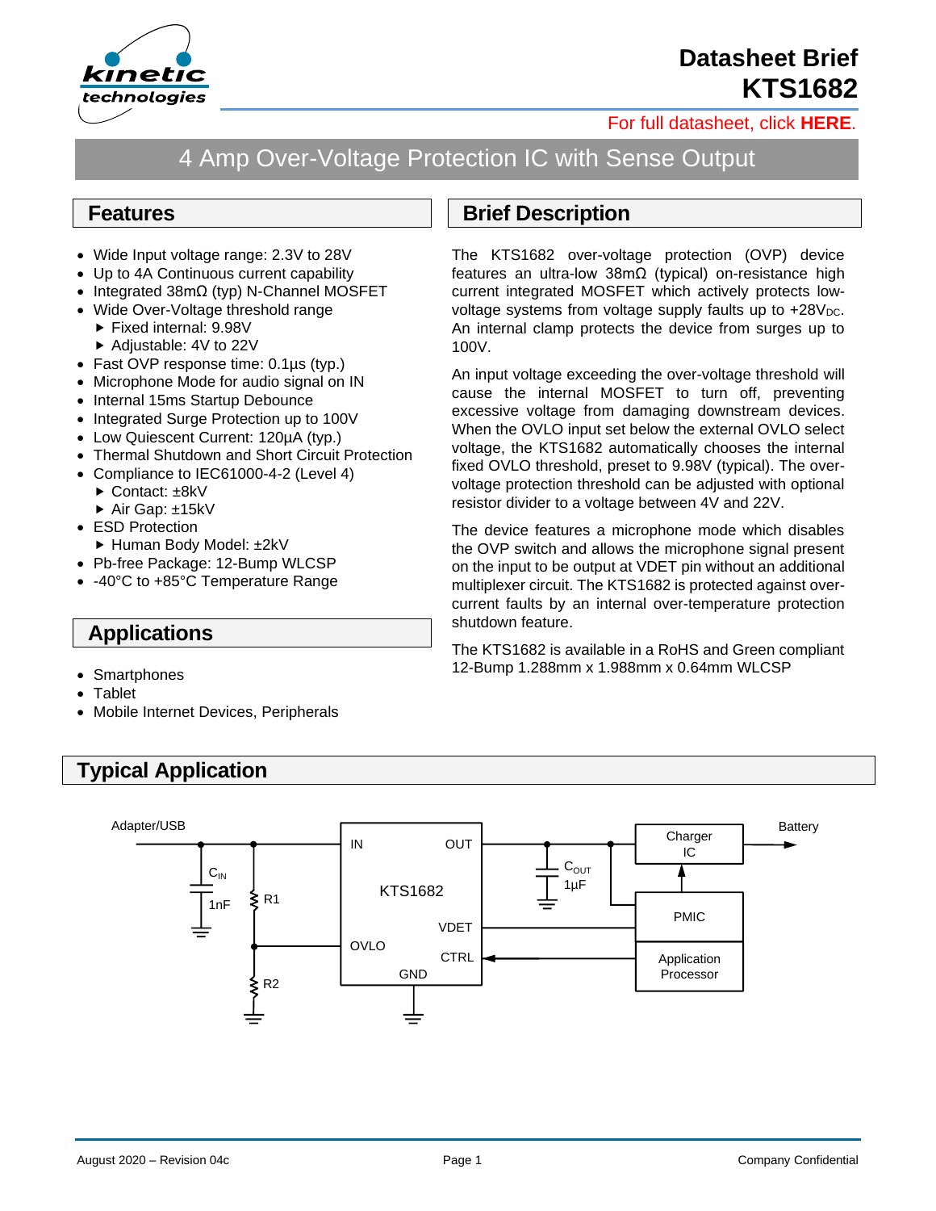# Datasheet Brief KTS1682

For full datasheet, click **HERE**.

## 4 Amp Over-Voltage Protection IC with Sense Output

## Features

- Wide Input voltage range: 2.3V to 28V
- Up to 4A Continuous current capability
- Integrated 38mΩ (typ) N-Channel MOSFET
- Wide Over-Voltage threshold range
  - Fixed internal: 9.98V
  - Adjustable: 4V to 22V
- Fast OVP response time: 0.1µs (typ.)
- Microphone Mode for audio signal on IN
- Internal 15ms Startup Debounce
- Integrated Surge Protection up to 100V
- Low Quiescent Current: 120µA (typ.)
- Thermal Shutdown and Short Circuit Protection
- Compliance to IEC61000-4-2 (Level 4)
  - Contact: ±8kV
  - Air Gap: ±15kV
- ESD Protection
  - Human Body Model: ±2kV
- Pb-free Package: 12-Bump WLCSP
- -40°C to +85°C Temperature Range

## Applications

- Smartphones
- Tablet
- Mobile Internet Devices, Peripherals

## Brief Description

The KTS1682 over-voltage protection (OVP) device features an ultra-low 38mΩ (typical) on-resistance high current integrated MOSFET which actively protects low-voltage systems from voltage supply faults up to $+28V_{DC}$. An internal clamp protects the device from surges up to 100V.

An input voltage exceeding the over-voltage threshold will cause the internal MOSFET to turn off, preventing excessive voltage from damaging downstream devices. When the OVLO input set below the external OVLO select voltage, the KTS1682 automatically chooses the internal fixed OVLO threshold, preset to 9.98V (typical). The over-voltage protection threshold can be adjusted with optional resistor divider to a voltage between 4V and 22V.

The device features a microphone mode which disables the OVP switch and allows the microphone signal present on the input to be output at VDET pin without an additional multiplexer circuit. The KTS1682 is protected against over-current faults by an internal over-temperature protection shutdown feature.

The KTS1682 is available in a RoHS and Green compliant 12-Bump 1.288mm x 1.988mm x 0.64mm WLCSP

## Typical Application

Adapter/USB — $C_{IN}$ 1nF — R1 — R2 — IN — OUT — KTS1682 — VDET — OVLO — CTRL — GND — $C_{OUT}$ 1µF — Charger IC — Battery — PMIC — Application Processor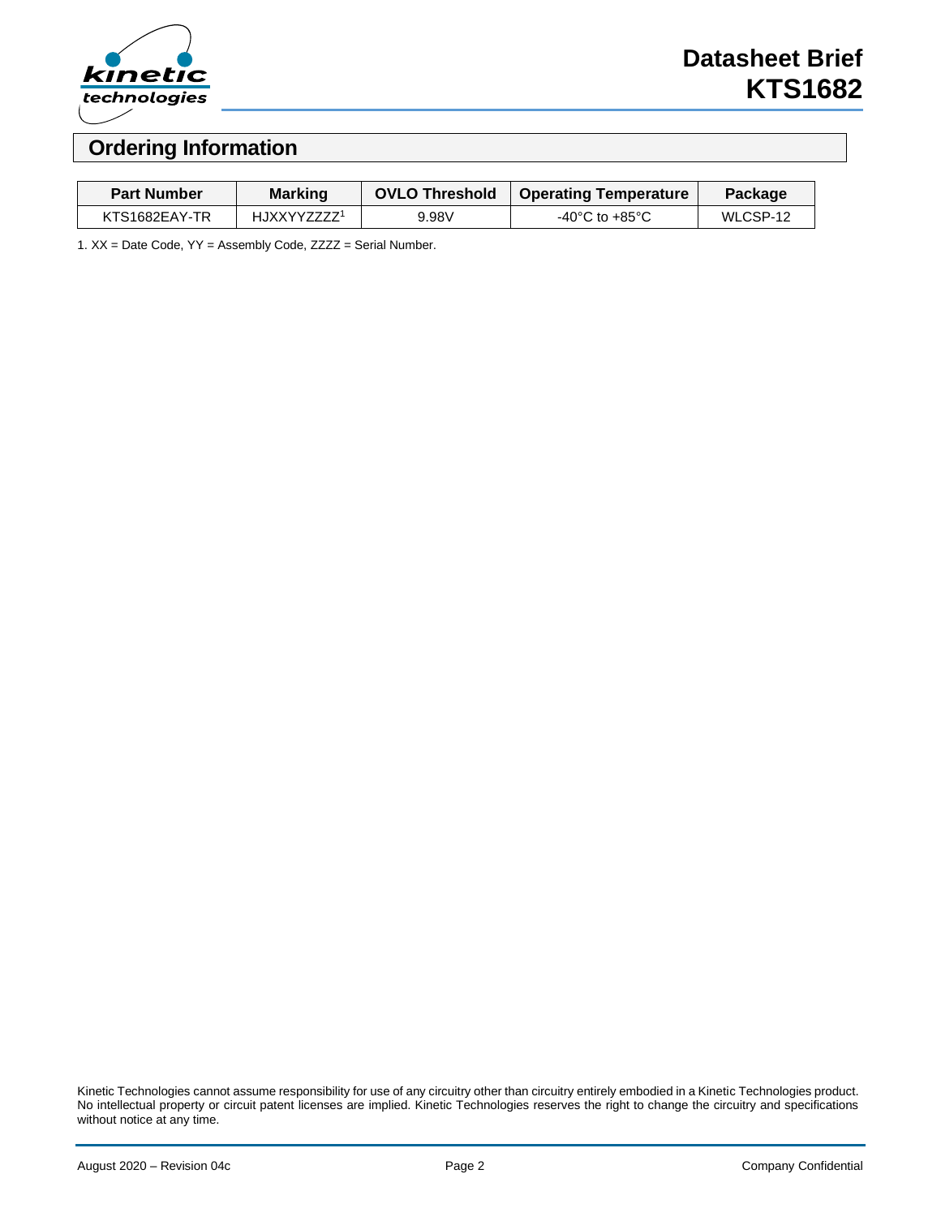## Ordering Information

| Part Number | Marking | OVLO Threshold | Operating Temperature | Package |
|---|---|---|---|---|
| KTS1682EAY-TR | HJXXYYZZZZ[1] | 9.98V | -40°C to +85°C | WLCSP-12 |

1. XX = Date Code, YY = Assembly Code, ZZZZ = Serial Number.

Kinetic Technologies cannot assume responsibility for use of any circuitry other than circuitry entirely embodied in a Kinetic Technologies product. No intellectual property or circuit patent licenses are implied. Kinetic Technologies reserves the right to change the circuitry and specifications without notice at any time.